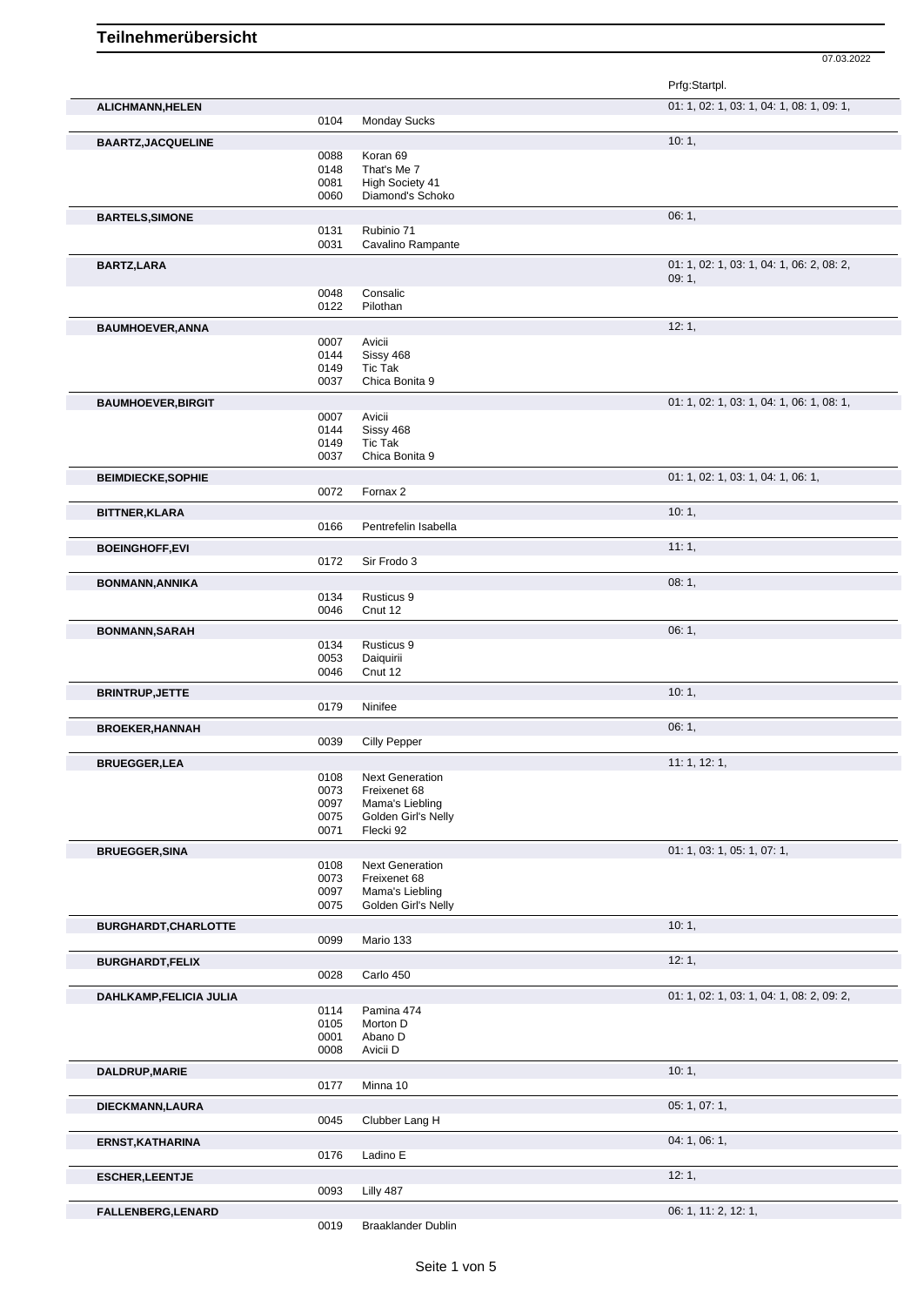# Teilnehmerübersicht

07.03.2022

| Name | Nr. | Pferd | Prfg:Startpl. |
|---|---|---|---|
| **ALICHMANN,HELEN** | | | 01: 1, 02: 1, 03: 1, 04: 1, 08: 1, 09: 1, |
| | 0104 | Monday Sucks | |
| **BAARTZ,JACQUELINE** | | | 10: 1, |
| | 0088 | Koran 69 | |
| | 0148 | That's Me 7 | |
| | 0081 | High Society 41 | |
| | 0060 | Diamond's Schoko | |
| **BARTELS,SIMONE** | | | 06: 1, |
| | 0131 | Rubinio 71 | |
| | 0031 | Cavalino Rampante | |
| **BARTZ,LARA** | | | 01: 1, 02: 1, 03: 1, 04: 1, 06: 2, 08: 2, 09: 1, |
| | 0048 | Consalic | |
| | 0122 | Pilothan | |
| **BAUMHOEVER,ANNA** | | | 12: 1, |
| | 0007 | Avicii | |
| | 0144 | Sissy 468 | |
| | 0149 | Tic Tak | |
| | 0037 | Chica Bonita 9 | |
| **BAUMHOEVER,BIRGIT** | | | 01: 1, 02: 1, 03: 1, 04: 1, 06: 1, 08: 1, |
| | 0007 | Avicii | |
| | 0144 | Sissy 468 | |
| | 0149 | Tic Tak | |
| | 0037 | Chica Bonita 9 | |
| **BEIMDIECKE,SOPHIE** | | | 01: 1, 02: 1, 03: 1, 04: 1, 06: 1, |
| | 0072 | Fornax 2 | |
| **BITTNER,KLARA** | | | 10: 1, |
| | 0166 | Pentrefelin Isabella | |
| **BOEINGHOFF,EVI** | | | 11: 1, |
| | 0172 | Sir Frodo 3 | |
| **BONMANN,ANNIKA** | | | 08: 1, |
| | 0134 | Rusticus 9 | |
| | 0046 | Cnut 12 | |
| **BONMANN,SARAH** | | | 06: 1, |
| | 0134 | Rusticus 9 | |
| | 0053 | Daiquirii | |
| | 0046 | Cnut 12 | |
| **BRINTRUP,JETTE** | | | 10: 1, |
| | 0179 | Ninifee | |
| **BROEKER,HANNAH** | | | 06: 1, |
| | 0039 | Cilly Pepper | |
| **BRUEGGER,LEA** | | | 11: 1, 12: 1, |
| | 0108 | Next Generation | |
| | 0073 | Freixenet 68 | |
| | 0097 | Mama's Liebling | |
| | 0075 | Golden Girl's Nelly | |
| | 0071 | Flecki 92 | |
| **BRUEGGER,SINA** | | | 01: 1, 03: 1, 05: 1, 07: 1, |
| | 0108 | Next Generation | |
| | 0073 | Freixenet 68 | |
| | 0097 | Mama's Liebling | |
| | 0075 | Golden Girl's Nelly | |
| **BURGHARDT,CHARLOTTE** | | | 10: 1, |
| | 0099 | Mario 133 | |
| **BURGHARDT,FELIX** | | | 12: 1, |
| | 0028 | Carlo 450 | |
| **DAHLKAMP,FELICIA JULIA** | | | 01: 1, 02: 1, 03: 1, 04: 1, 08: 2, 09: 2, |
| | 0114 | Pamina 474 | |
| | 0105 | Morton D | |
| | 0001 | Abano D | |
| | 0008 | Avicii D | |
| **DALDRUP,MARIE** | | | 10: 1, |
| | 0177 | Minna 10 | |
| **DIECKMANN,LAURA** | | | 05: 1, 07: 1, |
| | 0045 | Clubber Lang H | |
| **ERNST,KATHARINA** | | | 04: 1, 06: 1, |
| | 0176 | Ladino E | |
| **ESCHER,LEENTJE** | | | 12: 1, |
| | 0093 | Lilly 487 | |
| **FALLENBERG,LENARD** | | | 06: 1, 11: 2, 12: 1, |
| | 0019 | Braaklander Dublin | |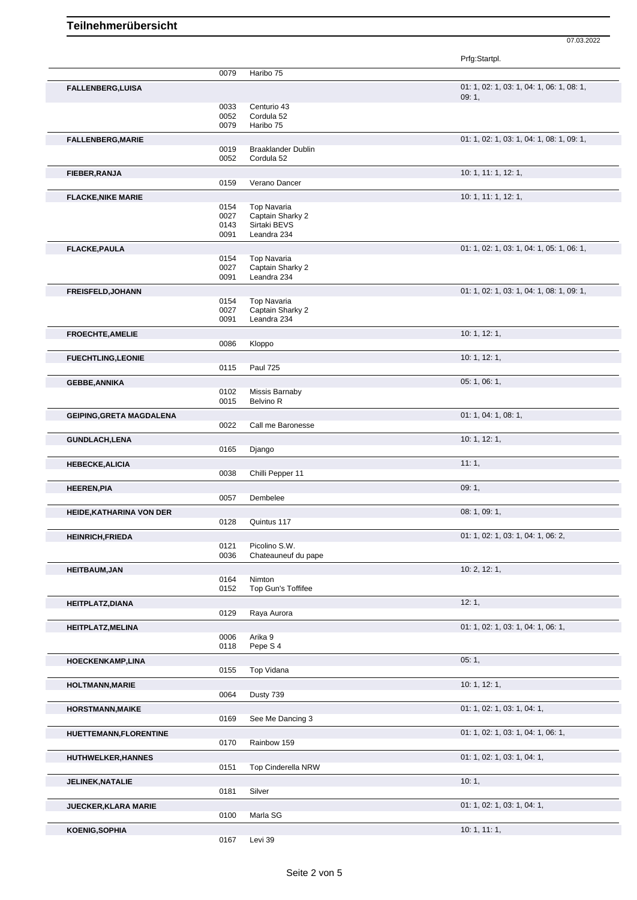# Teilnehmerübersicht

07.03.2022

| Name | Nr. | Pferd | Prfg:Startpl. |
|---|---|---|---|
| | 0079 | Haribo 75 | |
| **FALLENBERG,LUISA** | | | 01: 1, 02: 1, 03: 1, 04: 1, 06: 1, 08: 1, 09: 1, |
| | 0033 | Centurio 43 | |
| | 0052 | Cordula 52 | |
| | 0079 | Haribo 75 | |
| **FALLENBERG,MARIE** | | | 01: 1, 02: 1, 03: 1, 04: 1, 08: 1, 09: 1, |
| | 0019 | Braaklander Dublin | |
| | 0052 | Cordula 52 | |
| **FIEBER,RANJA** | | | 10: 1, 11: 1, 12: 1, |
| | 0159 | Verano Dancer | |
| **FLACKE,NIKE MARIE** | | | 10: 1, 11: 1, 12: 1, |
| | 0154 | Top Navaria | |
| | 0027 | Captain Sharky 2 | |
| | 0143 | Sirtaki BEVS | |
| | 0091 | Leandra 234 | |
| **FLACKE,PAULA** | | | 01: 1, 02: 1, 03: 1, 04: 1, 05: 1, 06: 1, |
| | 0154 | Top Navaria | |
| | 0027 | Captain Sharky 2 | |
| | 0091 | Leandra 234 | |
| **FREISFELD,JOHANN** | | | 01: 1, 02: 1, 03: 1, 04: 1, 08: 1, 09: 1, |
| | 0154 | Top Navaria | |
| | 0027 | Captain Sharky 2 | |
| | 0091 | Leandra 234 | |
| **FROECHTE,AMELIE** | | | 10: 1, 12: 1, |
| | 0086 | Kloppo | |
| **FUECHTLING,LEONIE** | | | 10: 1, 12: 1, |
| | 0115 | Paul 725 | |
| **GEBBE,ANNIKA** | | | 05: 1, 06: 1, |
| | 0102 | Missis Barnaby | |
| | 0015 | Belvino R | |
| **GEIPING,GRETA MAGDALENA** | | | 01: 1, 04: 1, 08: 1, |
| | 0022 | Call me Baronesse | |
| **GUNDLACH,LENA** | | | 10: 1, 12: 1, |
| | 0165 | Django | |
| **HEBECKE,ALICIA** | | | 11: 1, |
| | 0038 | Chilli Pepper 11 | |
| **HEEREN,PIA** | | | 09: 1, |
| | 0057 | Dembelee | |
| **HEIDE,KATHARINA VON DER** | | | 08: 1, 09: 1, |
| | 0128 | Quintus 117 | |
| **HEINRICH,FRIEDA** | | | 01: 1, 02: 1, 03: 1, 04: 1, 06: 2, |
| | 0121 | Picolino S.W. | |
| | 0036 | Chateauneuf du pape | |
| **HEITBAUM,JAN** | | | 10: 2, 12: 1, |
| | 0164 | Nimton | |
| | 0152 | Top Gun's Toffifee | |
| **HEITPLATZ,DIANA** | | | 12: 1, |
| | 0129 | Raya Aurora | |
| **HEITPLATZ,MELINA** | | | 01: 1, 02: 1, 03: 1, 04: 1, 06: 1, |
| | 0006 | Arika 9 | |
| | 0118 | Pepe S 4 | |
| **HOECKENKAMP,LINA** | | | 05: 1, |
| | 0155 | Top Vidana | |
| **HOLTMANN,MARIE** | | | 10: 1, 12: 1, |
| | 0064 | Dusty 739 | |
| **HORSTMANN,MAIKE** | | | 01: 1, 02: 1, 03: 1, 04: 1, |
| | 0169 | See Me Dancing 3 | |
| **HUETTEMANN,FLORENTINE** | | | 01: 1, 02: 1, 03: 1, 04: 1, 06: 1, |
| | 0170 | Rainbow 159 | |
| **HUTHWELKER,HANNES** | | | 01: 1, 02: 1, 03: 1, 04: 1, |
| | 0151 | Top Cinderella NRW | |
| **JELINEK,NATALIE** | | | 10: 1, |
| | 0181 | Silver | |
| **JUECKER,KLARA MARIE** | | | 01: 1, 02: 1, 03: 1, 04: 1, |
| | 0100 | Marla SG | |
| **KOENIG,SOPHIA** | | | 10: 1, 11: 1, |
| | 0167 | Levi 39 | |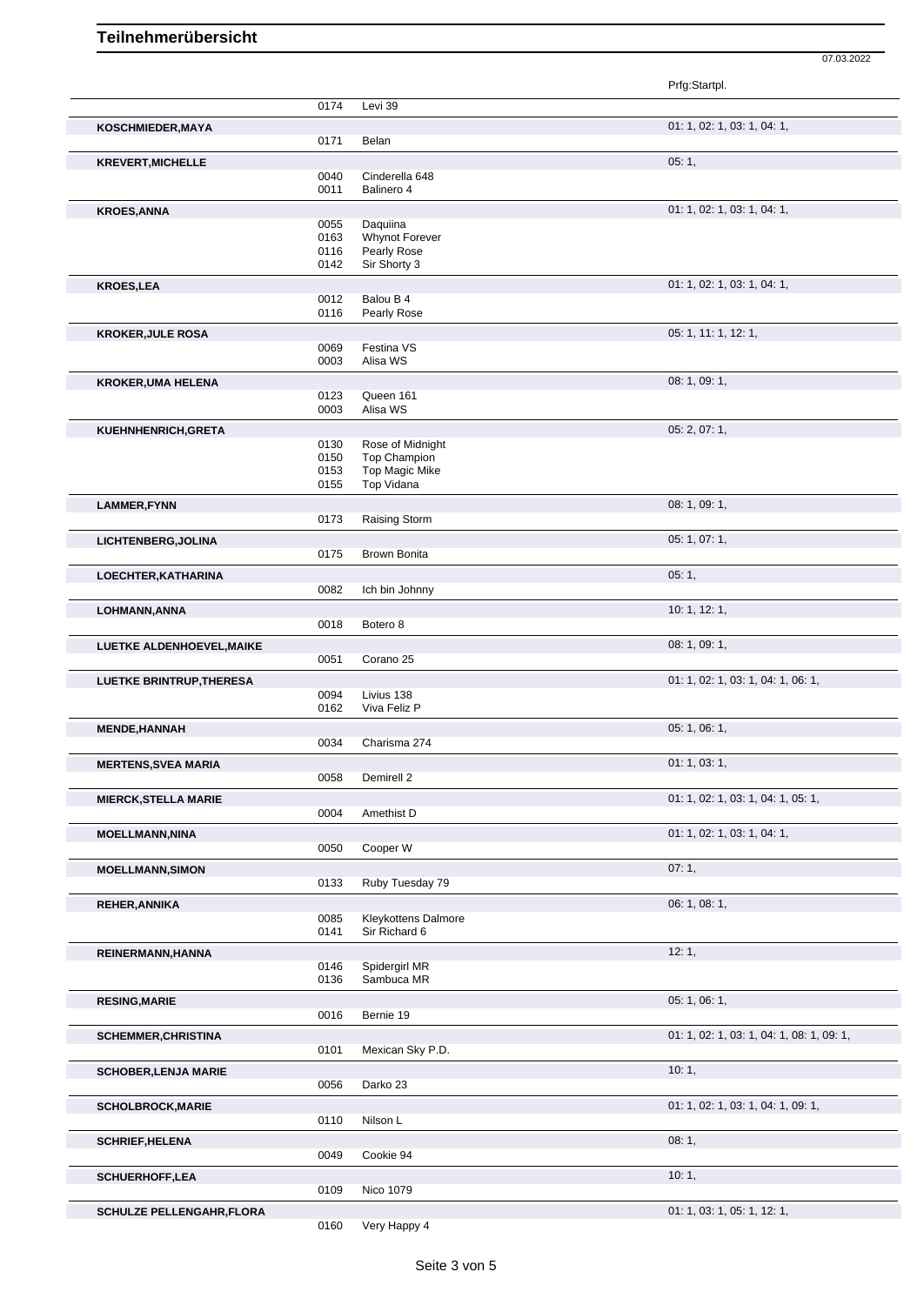# Teilnehmerübersicht

07.03.2022

| Name | Nr. | Pferd | Prfg:Startpl. |
|---|---|---|---|
| | 0174 | Levi 39 | |
| **KOSCHMIEDER,MAYA** | | | 01: 1, 02: 1, 03: 1, 04: 1, |
| | 0171 | Belan | |
| **KREVERT,MICHELLE** | | | 05: 1, |
| | 0040 | Cinderella 648 | |
| | 0011 | Balinero 4 | |
| **KROES,ANNA** | | | 01: 1, 02: 1, 03: 1, 04: 1, |
| | 0055 | Daquiina | |
| | 0163 | Whynot Forever | |
| | 0116 | Pearly Rose | |
| | 0142 | Sir Shorty 3 | |
| **KROES,LEA** | | | 01: 1, 02: 1, 03: 1, 04: 1, |
| | 0012 | Balou B 4 | |
| | 0116 | Pearly Rose | |
| **KROKER,JULE ROSA** | | | 05: 1, 11: 1, 12: 1, |
| | 0069 | Festina VS | |
| | 0003 | Alisa WS | |
| **KROKER,UMA HELENA** | | | 08: 1, 09: 1, |
| | 0123 | Queen 161 | |
| | 0003 | Alisa WS | |
| **KUEHNHENRICH,GRETA** | | | 05: 2, 07: 1, |
| | 0130 | Rose of Midnight | |
| | 0150 | Top Champion | |
| | 0153 | Top Magic Mike | |
| | 0155 | Top Vidana | |
| **LAMMER,FYNN** | | | 08: 1, 09: 1, |
| | 0173 | Raising Storm | |
| **LICHTENBERG,JOLINA** | | | 05: 1, 07: 1, |
| | 0175 | Brown Bonita | |
| **LOECHTER,KATHARINA** | | | 05: 1, |
| | 0082 | Ich bin Johnny | |
| **LOHMANN,ANNA** | | | 10: 1, 12: 1, |
| | 0018 | Botero 8 | |
| **LUETKE ALDENHOEVEL,MAIKE** | | | 08: 1, 09: 1, |
| | 0051 | Corano 25 | |
| **LUETKE BRINTRUP,THERESA** | | | 01: 1, 02: 1, 03: 1, 04: 1, 06: 1, |
| | 0094 | Livius 138 | |
| | 0162 | Viva Feliz P | |
| **MENDE,HANNAH** | | | 05: 1, 06: 1, |
| | 0034 | Charisma 274 | |
| **MERTENS,SVEA MARIA** | | | 01: 1, 03: 1, |
| | 0058 | Demirell 2 | |
| **MIERCK,STELLA MARIE** | | | 01: 1, 02: 1, 03: 1, 04: 1, 05: 1, |
| | 0004 | Amethist D | |
| **MOELLMANN,NINA** | | | 01: 1, 02: 1, 03: 1, 04: 1, |
| | 0050 | Cooper W | |
| **MOELLMANN,SIMON** | | | 07: 1, |
| | 0133 | Ruby Tuesday 79 | |
| **REHER,ANNIKA** | | | 06: 1, 08: 1, |
| | 0085 | Kleykottens Dalmore | |
| | 0141 | Sir Richard 6 | |
| **REINERMANN,HANNA** | | | 12: 1, |
| | 0146 | Spidergirl MR | |
| | 0136 | Sambuca MR | |
| **RESING,MARIE** | | | 05: 1, 06: 1, |
| | 0016 | Bernie 19 | |
| **SCHEMMER,CHRISTINA** | | | 01: 1, 02: 1, 03: 1, 04: 1, 08: 1, 09: 1, |
| | 0101 | Mexican Sky P.D. | |
| **SCHOBER,LENJA MARIE** | | | 10: 1, |
| | 0056 | Darko 23 | |
| **SCHOLBROCK,MARIE** | | | 01: 1, 02: 1, 03: 1, 04: 1, 09: 1, |
| | 0110 | Nilson L | |
| **SCHRIEF,HELENA** | | | 08: 1, |
| | 0049 | Cookie 94 | |
| **SCHUERHOFF,LEA** | | | 10: 1, |
| | 0109 | Nico 1079 | |
| **SCHULZE PELLENGAHR,FLORA** | | | 01: 1, 03: 1, 05: 1, 12: 1, |
| | 0160 | Very Happy 4 | |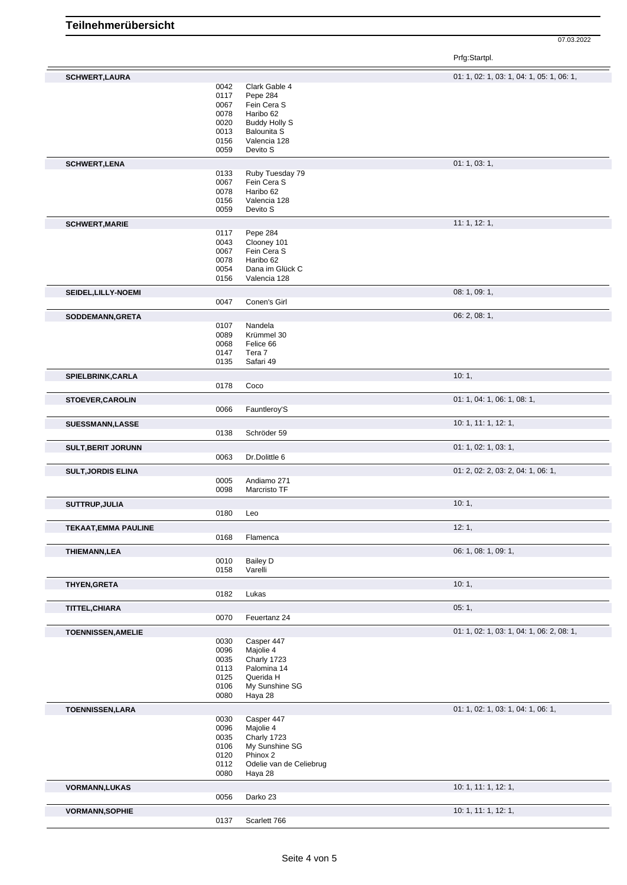# Teilnehmerübersicht

07.03.2022

| Teilnehmer | Nr. | Pferd | Prfg:Startpl. |
|---|---|---|---|
| **SCHWERT,LAURA** | | | 01: 1, 02: 1, 03: 1, 04: 1, 05: 1, 06: 1, |
| | 0042 | Clark Gable 4 | |
| | 0117 | Pepe 284 | |
| | 0067 | Fein Cera S | |
| | 0078 | Haribo 62 | |
| | 0020 | Buddy Holly S | |
| | 0013 | Balounita S | |
| | 0156 | Valencia 128 | |
| | 0059 | Devito S | |
| **SCHWERT,LENA** | | | 01: 1, 03: 1, |
| | 0133 | Ruby Tuesday 79 | |
| | 0067 | Fein Cera S | |
| | 0078 | Haribo 62 | |
| | 0156 | Valencia 128 | |
| | 0059 | Devito S | |
| **SCHWERT,MARIE** | | | 11: 1, 12: 1, |
| | 0117 | Pepe 284 | |
| | 0043 | Clooney 101 | |
| | 0067 | Fein Cera S | |
| | 0078 | Haribo 62 | |
| | 0054 | Dana im Glück C | |
| | 0156 | Valencia 128 | |
| **SEIDEL,LILLY-NOEMI** | | | 08: 1, 09: 1, |
| | 0047 | Conen's Girl | |
| **SODDEMANN,GRETA** | | | 06: 2, 08: 1, |
| | 0107 | Nandela | |
| | 0089 | Krümmel 30 | |
| | 0068 | Felice 66 | |
| | 0147 | Tera 7 | |
| | 0135 | Safari 49 | |
| **SPIELBRINK,CARLA** | | | 10: 1, |
| | 0178 | Coco | |
| **STOEVER,CAROLIN** | | | 01: 1, 04: 1, 06: 1, 08: 1, |
| | 0066 | Fauntleroy'S | |
| **SUESSMANN,LASSE** | | | 10: 1, 11: 1, 12: 1, |
| | 0138 | Schröder 59 | |
| **SULT,BERIT JORUNN** | | | 01: 1, 02: 1, 03: 1, |
| | 0063 | Dr.Dolittle 6 | |
| **SULT,JORDIS ELINA** | | | 01: 2, 02: 2, 03: 2, 04: 1, 06: 1, |
| | 0005 | Andiamo 271 | |
| | 0098 | Marcristo TF | |
| **SUTTRUP,JULIA** | | | 10: 1, |
| | 0180 | Leo | |
| **TEKAAT,EMMA PAULINE** | | | 12: 1, |
| | 0168 | Flamenca | |
| **THIEMANN,LEA** | | | 06: 1, 08: 1, 09: 1, |
| | 0010 | Bailey D | |
| | 0158 | Varelli | |
| **THYEN,GRETA** | | | 10: 1, |
| | 0182 | Lukas | |
| **TITTEL,CHIARA** | | | 05: 1, |
| | 0070 | Feuertanz 24 | |
| **TOENNISSEN,AMELIE** | | | 01: 1, 02: 1, 03: 1, 04: 1, 06: 2, 08: 1, |
| | 0030 | Casper 447 | |
| | 0096 | Majolie 4 | |
| | 0035 | Charly 1723 | |
| | 0113 | Palomina 14 | |
| | 0125 | Querida H | |
| | 0106 | My Sunshine SG | |
| | 0080 | Haya 28 | |
| **TOENNISSEN,LARA** | | | 01: 1, 02: 1, 03: 1, 04: 1, 06: 1, |
| | 0030 | Casper 447 | |
| | 0096 | Majolie 4 | |
| | 0035 | Charly 1723 | |
| | 0106 | My Sunshine SG | |
| | 0120 | Phinox 2 | |
| | 0112 | Odelie van de Celiebrug | |
| | 0080 | Haya 28 | |
| **VORMANN,LUKAS** | | | 10: 1, 11: 1, 12: 1, |
| | 0056 | Darko 23 | |
| **VORMANN,SOPHIE** | | | 10: 1, 11: 1, 12: 1, |
| | 0137 | Scarlett 766 | |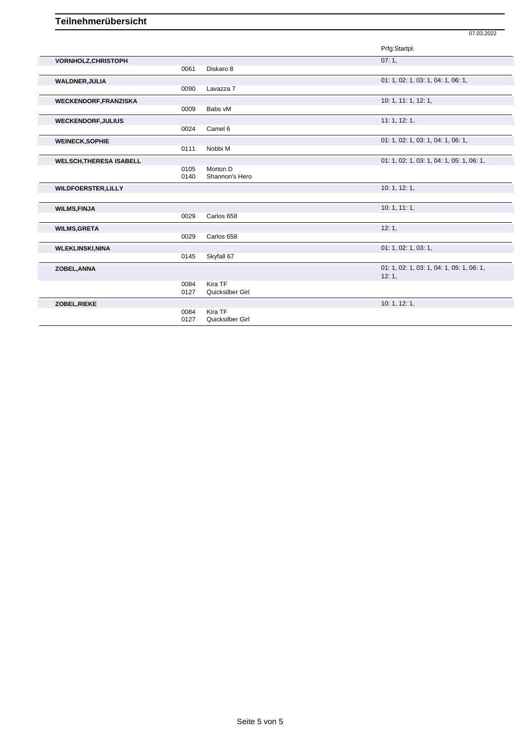## Teilnehmerübersicht

07.03.2022

| | | | Prfg:Startpl. |
|---|---|---|---|
| **VORNHOLZ,CHRISTOPH** | | | 07: 1, |
| | 0061 | Diskaro 8 | |
| **WALDNER,JULIA** | | | 01: 1, 02: 1, 03: 1, 04: 1, 06: 1, |
| | 0090 | Lavazza 7 | |
| **WECKENDORF,FRANZISKA** | | | 10: 1, 11: 1, 12: 1, |
| | 0009 | Babs vM | |
| **WECKENDORF,JULIUS** | | | 11: 1, 12: 1, |
| | 0024 | Camel 6 | |
| **WEINECK,SOPHIE** | | | 01: 1, 02: 1, 03: 1, 04: 1, 06: 1, |
| | 0111 | Nobbi M | |
| **WELSCH,THERESA ISABELL** | | | 01: 1, 02: 1, 03: 1, 04: 1, 05: 1, 06: 1, |
| | 0105 | Morton D | |
| | 0140 | Shannon's Hero | |
| **WILDFOERSTER,LILLY** | | | 10: 1, 12: 1, |
| **WILMS,FINJA** | | | 10: 1, 11: 1, |
| | 0029 | Carlos 658 | |
| **WILMS,GRETA** | | | 12: 1, |
| | 0029 | Carlos 658 | |
| **WLEKLINSKI,NINA** | | | 01: 1, 02: 1, 03: 1, |
| | 0145 | Skyfall 67 | |
| **ZOBEL,ANNA** | | | 01: 1, 02: 1, 03: 1, 04: 1, 05: 1, 06: 1, 12: 1, |
| | 0084 | Kira TF | |
| | 0127 | Quicksilber Girl | |
| **ZOBEL,RIEKE** | | | 10: 1, 12: 1, |
| | 0084 | Kira TF | |
| | 0127 | Quicksilber Girl | |